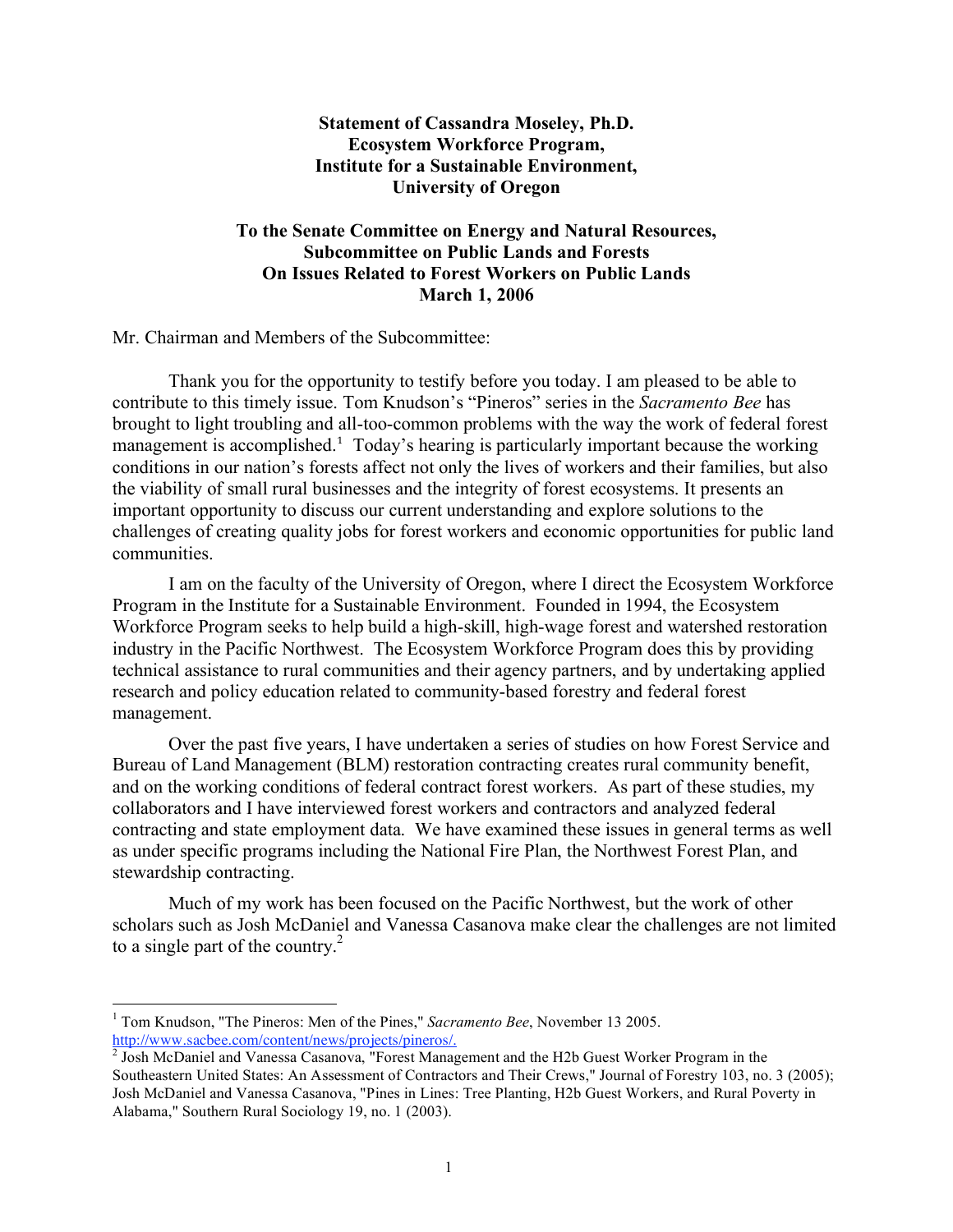**Statement of Cassandra Moseley, Ph.D.**
**Ecosystem Workforce Program,**
**Institute for a Sustainable Environment,**
**University of Oregon**

**To the Senate Committee on Energy and Natural Resources,**
**Subcommittee on Public Lands and Forests**
**On Issues Related to Forest Workers on Public Lands**
**March 1, 2006**

Mr. Chairman and Members of the Subcommittee:

Thank you for the opportunity to testify before you today. I am pleased to be able to contribute to this timely issue. Tom Knudson's "Pineros" series in the *Sacramento Bee* has brought to light troubling and all-too-common problems with the way the work of federal forest management is accomplished.[1] Today's hearing is particularly important because the working conditions in our nation's forests affect not only the lives of workers and their families, but also the viability of small rural businesses and the integrity of forest ecosystems. It presents an important opportunity to discuss our current understanding and explore solutions to the challenges of creating quality jobs for forest workers and economic opportunities for public land communities.

I am on the faculty of the University of Oregon, where I direct the Ecosystem Workforce Program in the Institute for a Sustainable Environment. Founded in 1994, the Ecosystem Workforce Program seeks to help build a high-skill, high-wage forest and watershed restoration industry in the Pacific Northwest. The Ecosystem Workforce Program does this by providing technical assistance to rural communities and their agency partners, and by undertaking applied research and policy education related to community-based forestry and federal forest management.

Over the past five years, I have undertaken a series of studies on how Forest Service and Bureau of Land Management (BLM) restoration contracting creates rural community benefit, and on the working conditions of federal contract forest workers. As part of these studies, my collaborators and I have interviewed forest workers and contractors and analyzed federal contracting and state employment data. We have examined these issues in general terms as well as under specific programs including the National Fire Plan, the Northwest Forest Plan, and stewardship contracting.

Much of my work has been focused on the Pacific Northwest, but the work of other scholars such as Josh McDaniel and Vanessa Casanova make clear the challenges are not limited to a single part of the country.[2]

---

[1] Tom Knudson, "The Pineros: Men of the Pines," *Sacramento Bee*, November 13 2005. http://www.sacbee.com/content/news/projects/pineros/.

[2] Josh McDaniel and Vanessa Casanova, "Forest Management and the H2b Guest Worker Program in the Southeastern United States: An Assessment of Contractors and Their Crews," Journal of Forestry 103, no. 3 (2005); Josh McDaniel and Vanessa Casanova, "Pines in Lines: Tree Planting, H2b Guest Workers, and Rural Poverty in Alabama," Southern Rural Sociology 19, no. 1 (2003).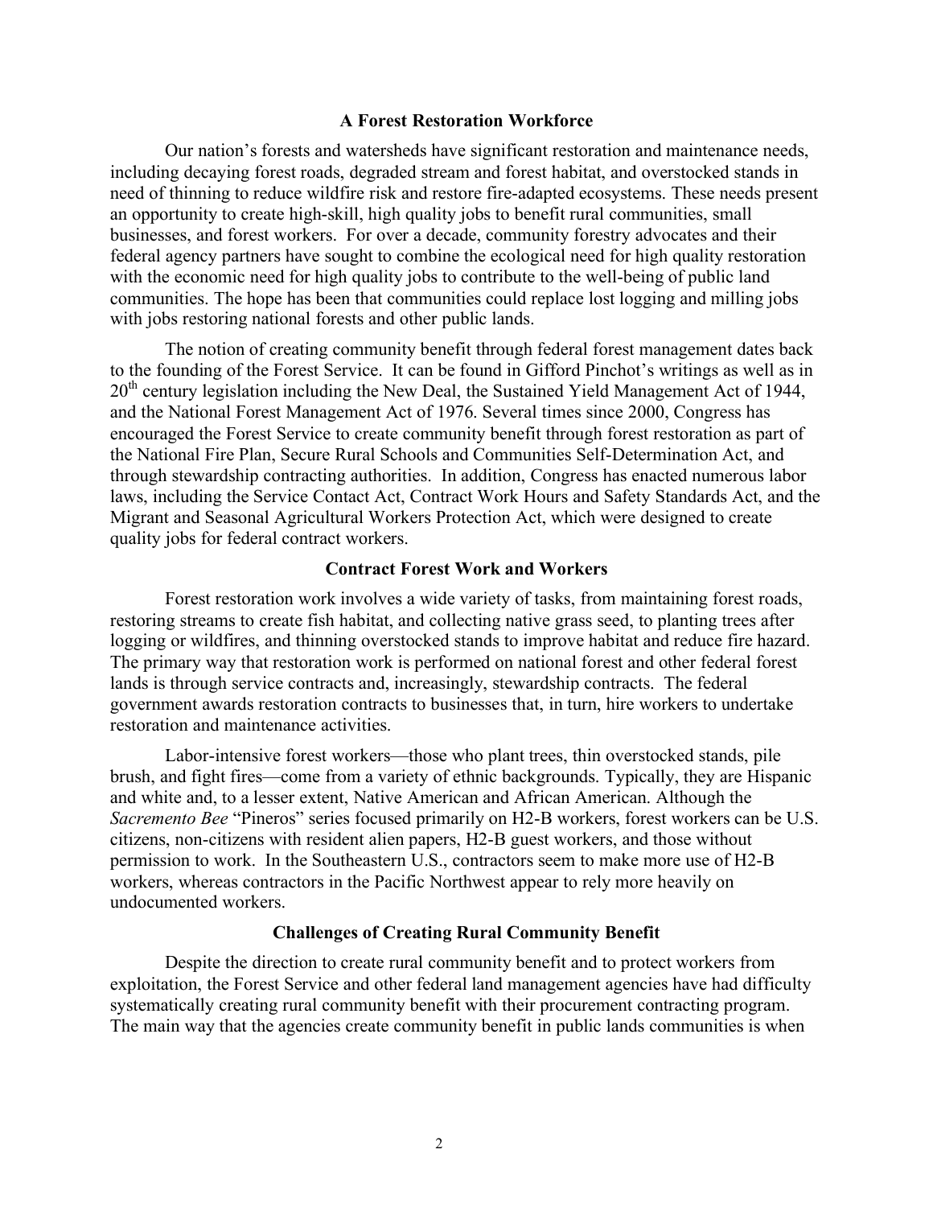## A Forest Restoration Workforce

Our nation's forests and watersheds have significant restoration and maintenance needs, including decaying forest roads, degraded stream and forest habitat, and overstocked stands in need of thinning to reduce wildfire risk and restore fire-adapted ecosystems. These needs present an opportunity to create high-skill, high quality jobs to benefit rural communities, small businesses, and forest workers. For over a decade, community forestry advocates and their federal agency partners have sought to combine the ecological need for high quality restoration with the economic need for high quality jobs to contribute to the well-being of public land communities. The hope has been that communities could replace lost logging and milling jobs with jobs restoring national forests and other public lands.

The notion of creating community benefit through federal forest management dates back to the founding of the Forest Service. It can be found in Gifford Pinchot's writings as well as in 20th century legislation including the New Deal, the Sustained Yield Management Act of 1944, and the National Forest Management Act of 1976. Several times since 2000, Congress has encouraged the Forest Service to create community benefit through forest restoration as part of the National Fire Plan, Secure Rural Schools and Communities Self-Determination Act, and through stewardship contracting authorities. In addition, Congress has enacted numerous labor laws, including the Service Contact Act, Contract Work Hours and Safety Standards Act, and the Migrant and Seasonal Agricultural Workers Protection Act, which were designed to create quality jobs for federal contract workers.

## Contract Forest Work and Workers

Forest restoration work involves a wide variety of tasks, from maintaining forest roads, restoring streams to create fish habitat, and collecting native grass seed, to planting trees after logging or wildfires, and thinning overstocked stands to improve habitat and reduce fire hazard. The primary way that restoration work is performed on national forest and other federal forest lands is through service contracts and, increasingly, stewardship contracts. The federal government awards restoration contracts to businesses that, in turn, hire workers to undertake restoration and maintenance activities.

Labor-intensive forest workers—those who plant trees, thin overstocked stands, pile brush, and fight fires—come from a variety of ethnic backgrounds. Typically, they are Hispanic and white and, to a lesser extent, Native American and African American. Although the *Sacremento Bee* "Pineros" series focused primarily on H2-B workers, forest workers can be U.S. citizens, non-citizens with resident alien papers, H2-B guest workers, and those without permission to work. In the Southeastern U.S., contractors seem to make more use of H2-B workers, whereas contractors in the Pacific Northwest appear to rely more heavily on undocumented workers.

## Challenges of Creating Rural Community Benefit

Despite the direction to create rural community benefit and to protect workers from exploitation, the Forest Service and other federal land management agencies have had difficulty systematically creating rural community benefit with their procurement contracting program. The main way that the agencies create community benefit in public lands communities is when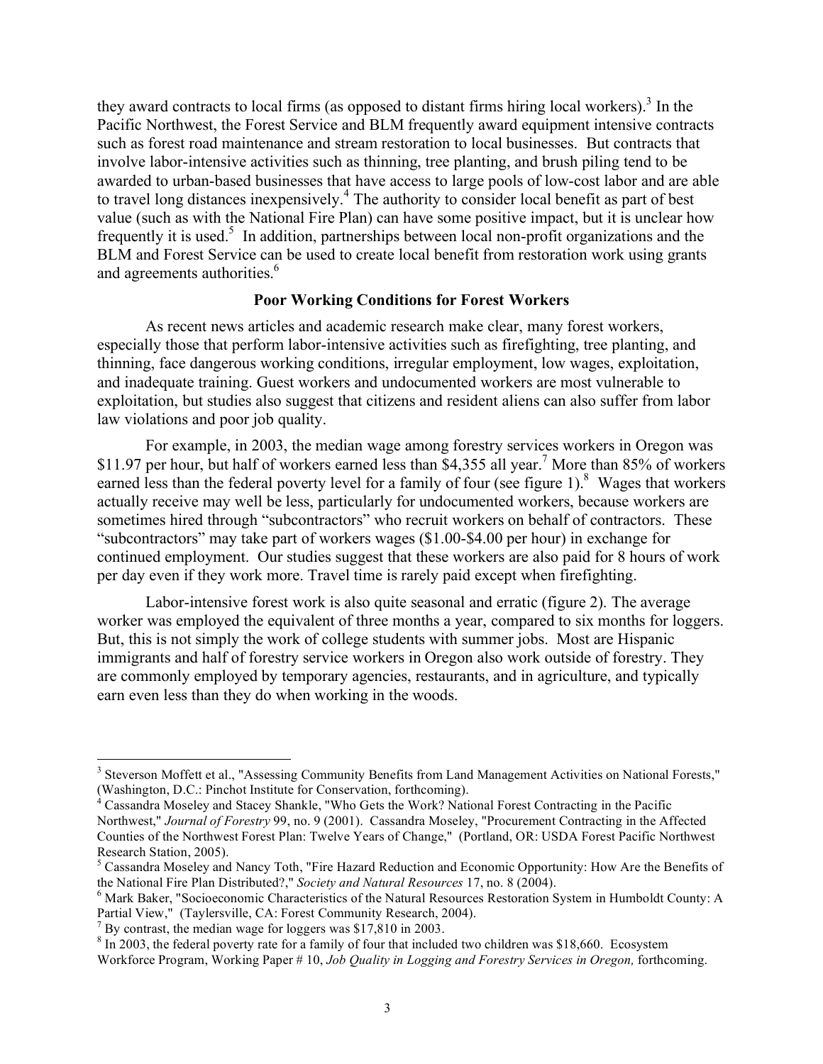they award contracts to local firms (as opposed to distant firms hiring local workers).[3] In the Pacific Northwest, the Forest Service and BLM frequently award equipment intensive contracts such as forest road maintenance and stream restoration to local businesses. But contracts that involve labor-intensive activities such as thinning, tree planting, and brush piling tend to be awarded to urban-based businesses that have access to large pools of low-cost labor and are able to travel long distances inexpensively.[4] The authority to consider local benefit as part of best value (such as with the National Fire Plan) can have some positive impact, but it is unclear how frequently it is used.[5] In addition, partnerships between local non-profit organizations and the BLM and Forest Service can be used to create local benefit from restoration work using grants and agreements authorities.[6]

## Poor Working Conditions for Forest Workers

As recent news articles and academic research make clear, many forest workers, especially those that perform labor-intensive activities such as firefighting, tree planting, and thinning, face dangerous working conditions, irregular employment, low wages, exploitation, and inadequate training. Guest workers and undocumented workers are most vulnerable to exploitation, but studies also suggest that citizens and resident aliens can also suffer from labor law violations and poor job quality.

For example, in 2003, the median wage among forestry services workers in Oregon was $11.97 per hour, but half of workers earned less than $4,355 all year.[7] More than 85% of workers earned less than the federal poverty level for a family of four (see figure 1).[8] Wages that workers actually receive may well be less, particularly for undocumented workers, because workers are sometimes hired through "subcontractors" who recruit workers on behalf of contractors. These "subcontractors" may take part of workers wages ($1.00-$4.00 per hour) in exchange for continued employment. Our studies suggest that these workers are also paid for 8 hours of work per day even if they work more. Travel time is rarely paid except when firefighting.

Labor-intensive forest work is also quite seasonal and erratic (figure 2). The average worker was employed the equivalent of three months a year, compared to six months for loggers. But, this is not simply the work of college students with summer jobs. Most are Hispanic immigrants and half of forestry service workers in Oregon also work outside of forestry. They are commonly employed by temporary agencies, restaurants, and in agriculture, and typically earn even less than they do when working in the woods.

---

[3] Steverson Moffett et al., "Assessing Community Benefits from Land Management Activities on National Forests," (Washington, D.C.: Pinchot Institute for Conservation, forthcoming).

[4] Cassandra Moseley and Stacey Shankle, "Who Gets the Work? National Forest Contracting in the Pacific Northwest," *Journal of Forestry* 99, no. 9 (2001). Cassandra Moseley, "Procurement Contracting in the Affected Counties of the Northwest Forest Plan: Twelve Years of Change," (Portland, OR: USDA Forest Pacific Northwest Research Station, 2005).

[5] Cassandra Moseley and Nancy Toth, "Fire Hazard Reduction and Economic Opportunity: How Are the Benefits of the National Fire Plan Distributed?," *Society and Natural Resources* 17, no. 8 (2004).

[6] Mark Baker, "Socioeconomic Characteristics of the Natural Resources Restoration System in Humboldt County: A Partial View," (Taylersville, CA: Forest Community Research, 2004).

[7] By contrast, the median wage for loggers was $17,810 in 2003.

[8] In 2003, the federal poverty rate for a family of four that included two children was $18,660. Ecosystem Workforce Program, Working Paper # 10, *Job Quality in Logging and Forestry Services in Oregon,* forthcoming.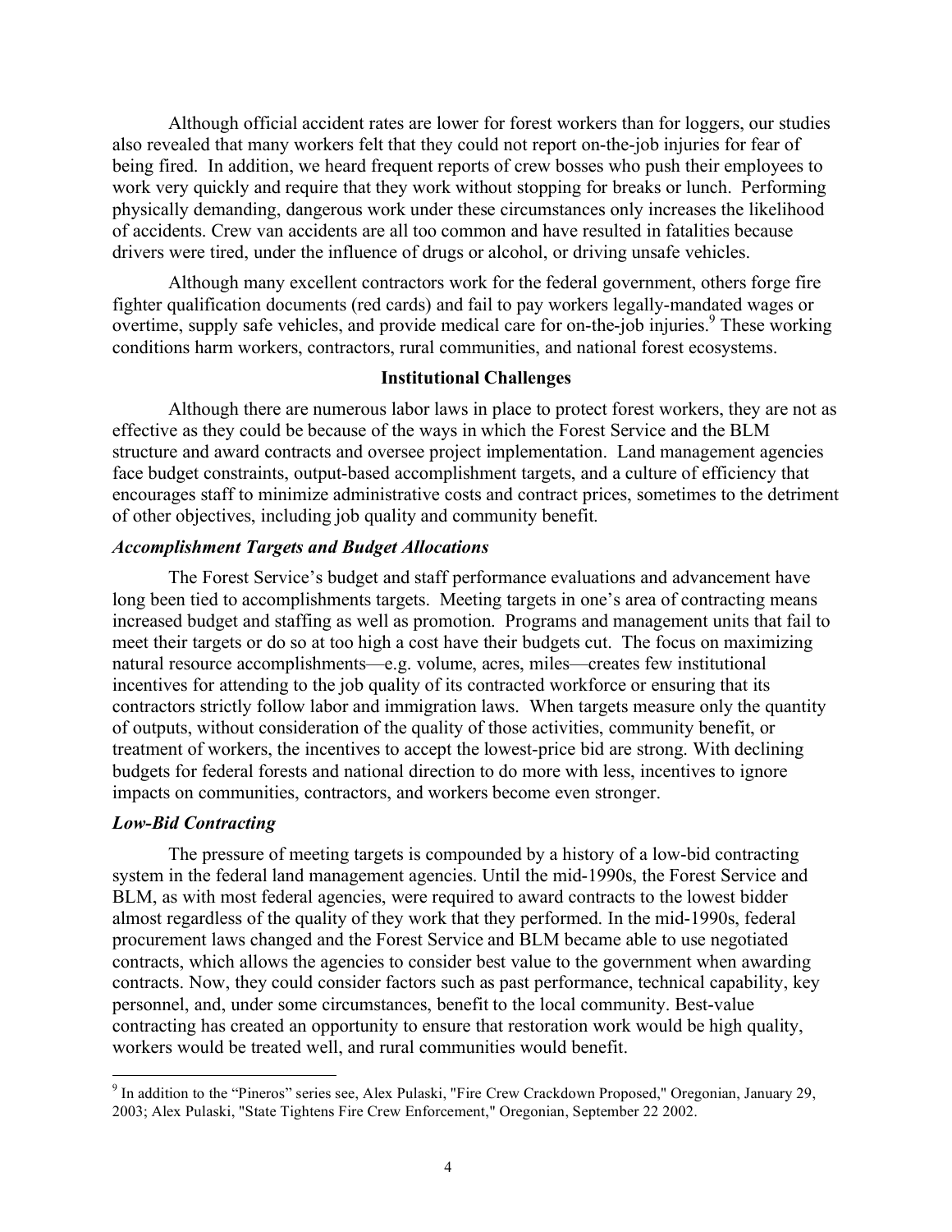Although official accident rates are lower for forest workers than for loggers, our studies also revealed that many workers felt that they could not report on-the-job injuries for fear of being fired. In addition, we heard frequent reports of crew bosses who push their employees to work very quickly and require that they work without stopping for breaks or lunch. Performing physically demanding, dangerous work under these circumstances only increases the likelihood of accidents. Crew van accidents are all too common and have resulted in fatalities because drivers were tired, under the influence of drugs or alcohol, or driving unsafe vehicles.

Although many excellent contractors work for the federal government, others forge fire fighter qualification documents (red cards) and fail to pay workers legally-mandated wages or overtime, supply safe vehicles, and provide medical care for on-the-job injuries.[9] These working conditions harm workers, contractors, rural communities, and national forest ecosystems.

## Institutional Challenges

Although there are numerous labor laws in place to protect forest workers, they are not as effective as they could be because of the ways in which the Forest Service and the BLM structure and award contracts and oversee project implementation. Land management agencies face budget constraints, output-based accomplishment targets, and a culture of efficiency that encourages staff to minimize administrative costs and contract prices, sometimes to the detriment of other objectives, including job quality and community benefit.

### *Accomplishment Targets and Budget Allocations*

The Forest Service's budget and staff performance evaluations and advancement have long been tied to accomplishments targets. Meeting targets in one's area of contracting means increased budget and staffing as well as promotion. Programs and management units that fail to meet their targets or do so at too high a cost have their budgets cut. The focus on maximizing natural resource accomplishments—e.g. volume, acres, miles—creates few institutional incentives for attending to the job quality of its contracted workforce or ensuring that its contractors strictly follow labor and immigration laws. When targets measure only the quantity of outputs, without consideration of the quality of those activities, community benefit, or treatment of workers, the incentives to accept the lowest-price bid are strong. With declining budgets for federal forests and national direction to do more with less, incentives to ignore impacts on communities, contractors, and workers become even stronger.

### *Low-Bid Contracting*

The pressure of meeting targets is compounded by a history of a low-bid contracting system in the federal land management agencies. Until the mid-1990s, the Forest Service and BLM, as with most federal agencies, were required to award contracts to the lowest bidder almost regardless of the quality of they work that they performed. In the mid-1990s, federal procurement laws changed and the Forest Service and BLM became able to use negotiated contracts, which allows the agencies to consider best value to the government when awarding contracts. Now, they could consider factors such as past performance, technical capability, key personnel, and, under some circumstances, benefit to the local community. Best-value contracting has created an opportunity to ensure that restoration work would be high quality, workers would be treated well, and rural communities would benefit.

---

[9] In addition to the "Pineros" series see, Alex Pulaski, "Fire Crew Crackdown Proposed," Oregonian, January 29, 2003; Alex Pulaski, "State Tightens Fire Crew Enforcement," Oregonian, September 22 2002.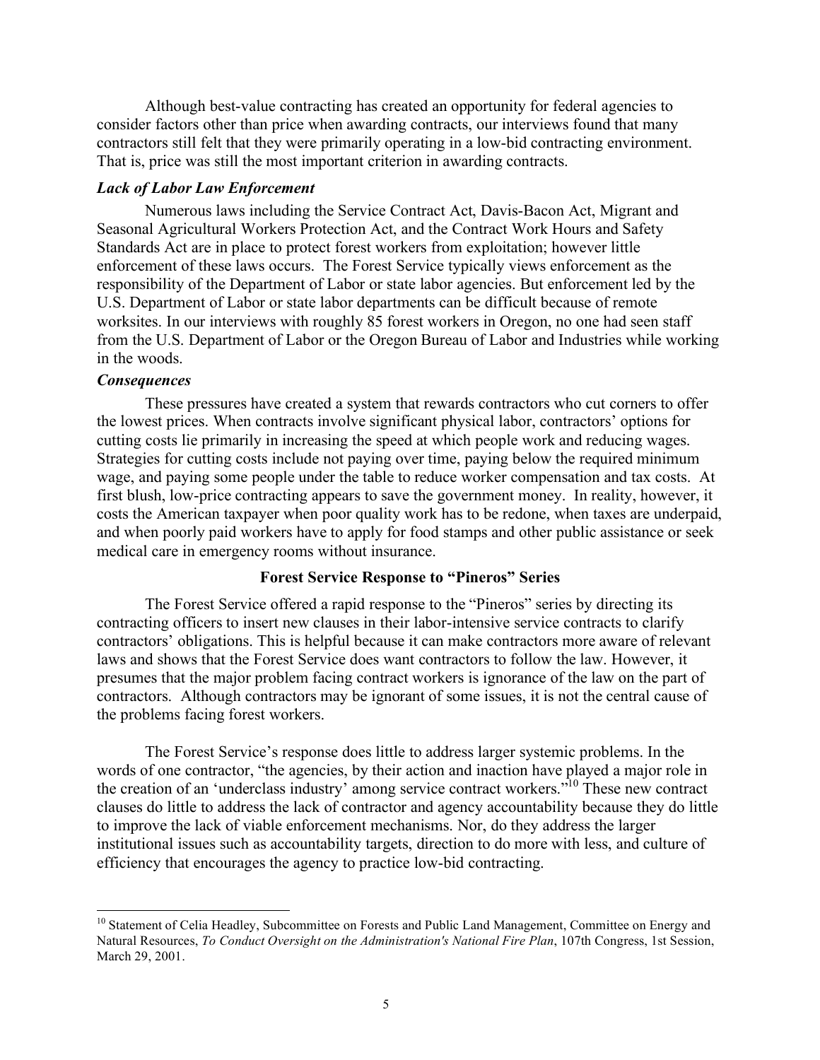Although best-value contracting has created an opportunity for federal agencies to consider factors other than price when awarding contracts, our interviews found that many contractors still felt that they were primarily operating in a low-bid contracting environment. That is, price was still the most important criterion in awarding contracts.

### *Lack of Labor Law Enforcement*

Numerous laws including the Service Contract Act, Davis-Bacon Act, Migrant and Seasonal Agricultural Workers Protection Act, and the Contract Work Hours and Safety Standards Act are in place to protect forest workers from exploitation; however little enforcement of these laws occurs. The Forest Service typically views enforcement as the responsibility of the Department of Labor or state labor agencies. But enforcement led by the U.S. Department of Labor or state labor departments can be difficult because of remote worksites. In our interviews with roughly 85 forest workers in Oregon, no one had seen staff from the U.S. Department of Labor or the Oregon Bureau of Labor and Industries while working in the woods.

### *Consequences*

These pressures have created a system that rewards contractors who cut corners to offer the lowest prices. When contracts involve significant physical labor, contractors' options for cutting costs lie primarily in increasing the speed at which people work and reducing wages. Strategies for cutting costs include not paying over time, paying below the required minimum wage, and paying some people under the table to reduce worker compensation and tax costs. At first blush, low-price contracting appears to save the government money. In reality, however, it costs the American taxpayer when poor quality work has to be redone, when taxes are underpaid, and when poorly paid workers have to apply for food stamps and other public assistance or seek medical care in emergency rooms without insurance.

## Forest Service Response to "Pineros" Series

The Forest Service offered a rapid response to the "Pineros" series by directing its contracting officers to insert new clauses in their labor-intensive service contracts to clarify contractors' obligations. This is helpful because it can make contractors more aware of relevant laws and shows that the Forest Service does want contractors to follow the law. However, it presumes that the major problem facing contract workers is ignorance of the law on the part of contractors. Although contractors may be ignorant of some issues, it is not the central cause of the problems facing forest workers.

The Forest Service's response does little to address larger systemic problems. In the words of one contractor, "the agencies, by their action and inaction have played a major role in the creation of an 'underclass industry' among service contract workers."[10] These new contract clauses do little to address the lack of contractor and agency accountability because they do little to improve the lack of viable enforcement mechanisms. Nor, do they address the larger institutional issues such as accountability targets, direction to do more with less, and culture of efficiency that encourages the agency to practice low-bid contracting.

---

[10] Statement of Celia Headley, Subcommittee on Forests and Public Land Management, Committee on Energy and Natural Resources, *To Conduct Oversight on the Administration's National Fire Plan*, 107th Congress, 1st Session, March 29, 2001.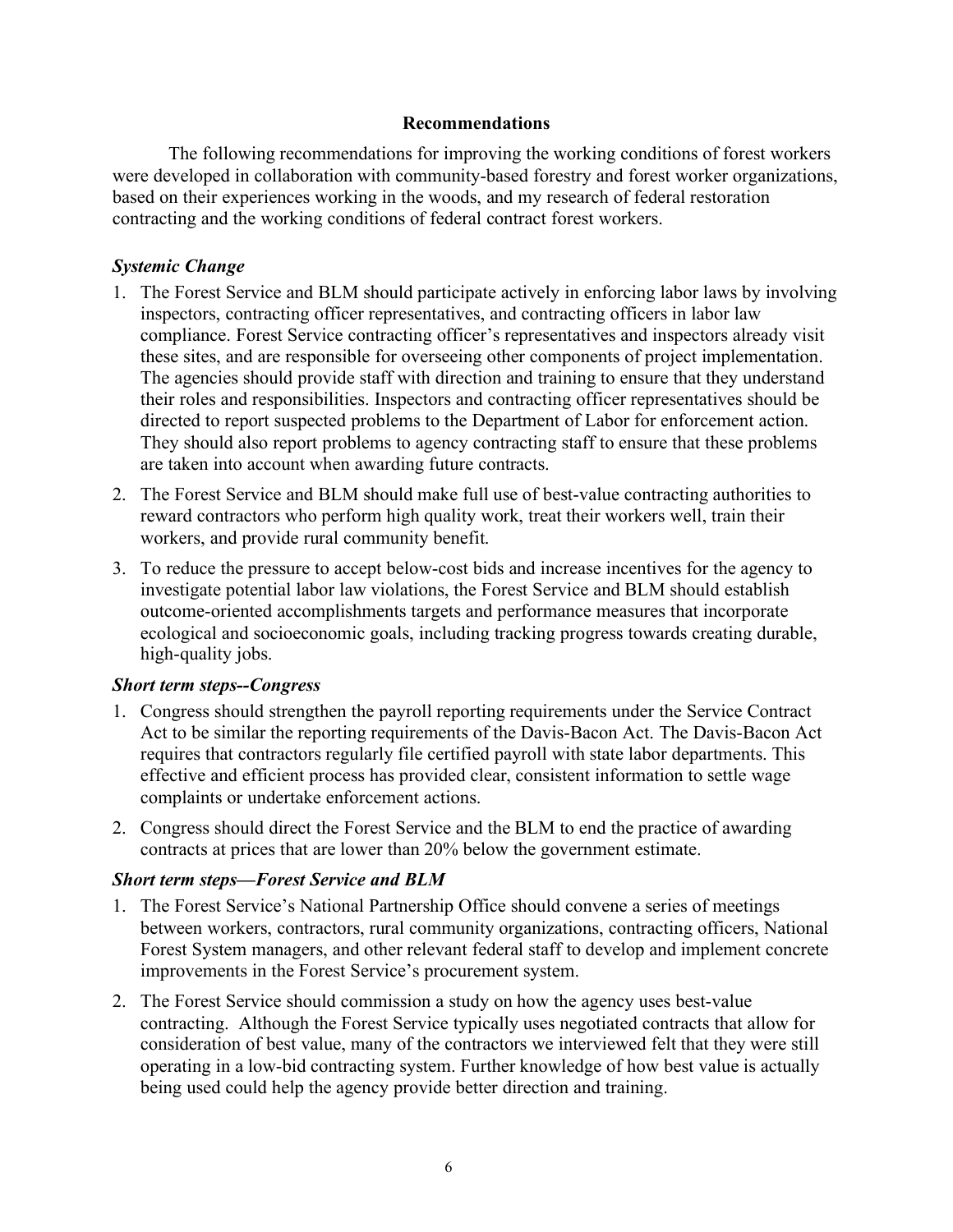## Recommendations

The following recommendations for improving the working conditions of forest workers were developed in collaboration with community-based forestry and forest worker organizations, based on their experiences working in the woods, and my research of federal restoration contracting and the working conditions of federal contract forest workers.

### *Systemic Change*

1. The Forest Service and BLM should participate actively in enforcing labor laws by involving inspectors, contracting officer representatives, and contracting officers in labor law compliance. Forest Service contracting officer's representatives and inspectors already visit these sites, and are responsible for overseeing other components of project implementation. The agencies should provide staff with direction and training to ensure that they understand their roles and responsibilities. Inspectors and contracting officer representatives should be directed to report suspected problems to the Department of Labor for enforcement action. They should also report problems to agency contracting staff to ensure that these problems are taken into account when awarding future contracts.
2. The Forest Service and BLM should make full use of best-value contracting authorities to reward contractors who perform high quality work, treat their workers well, train their workers, and provide rural community benefit.
3. To reduce the pressure to accept below-cost bids and increase incentives for the agency to investigate potential labor law violations, the Forest Service and BLM should establish outcome-oriented accomplishments targets and performance measures that incorporate ecological and socioeconomic goals, including tracking progress towards creating durable, high-quality jobs.

### *Short term steps--Congress*

1. Congress should strengthen the payroll reporting requirements under the Service Contract Act to be similar the reporting requirements of the Davis-Bacon Act. The Davis-Bacon Act requires that contractors regularly file certified payroll with state labor departments. This effective and efficient process has provided clear, consistent information to settle wage complaints or undertake enforcement actions.
2. Congress should direct the Forest Service and the BLM to end the practice of awarding contracts at prices that are lower than 20% below the government estimate.

### *Short term steps—Forest Service and BLM*

1. The Forest Service's National Partnership Office should convene a series of meetings between workers, contractors, rural community organizations, contracting officers, National Forest System managers, and other relevant federal staff to develop and implement concrete improvements in the Forest Service's procurement system.
2. The Forest Service should commission a study on how the agency uses best-value contracting. Although the Forest Service typically uses negotiated contracts that allow for consideration of best value, many of the contractors we interviewed felt that they were still operating in a low-bid contracting system. Further knowledge of how best value is actually being used could help the agency provide better direction and training.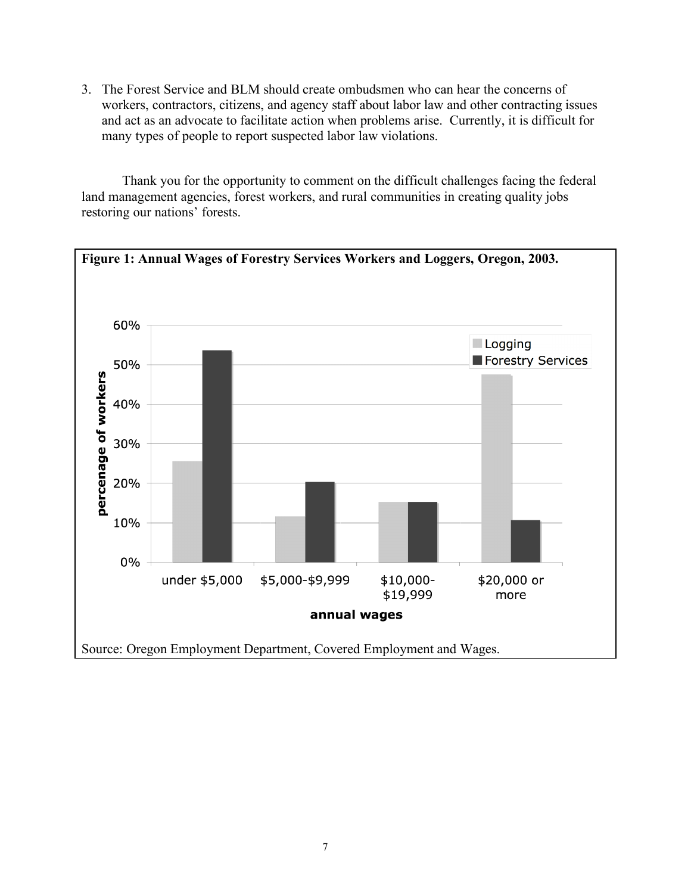3. The Forest Service and BLM should create ombudsmen who can hear the concerns of workers, contractors, citizens, and agency staff about labor law and other contracting issues and act as an advocate to facilitate action when problems arise. Currently, it is difficult for many types of people to report suspected labor law violations.

Thank you for the opportunity to comment on the difficult challenges facing the federal land management agencies, forest workers, and rural communities in creating quality jobs restoring our nations' forests.

**Figure 1: Annual Wages of Forestry Services Workers and Loggers, Oregon, 2003.**

Source: Oregon Employment Department, Covered Employment and Wages.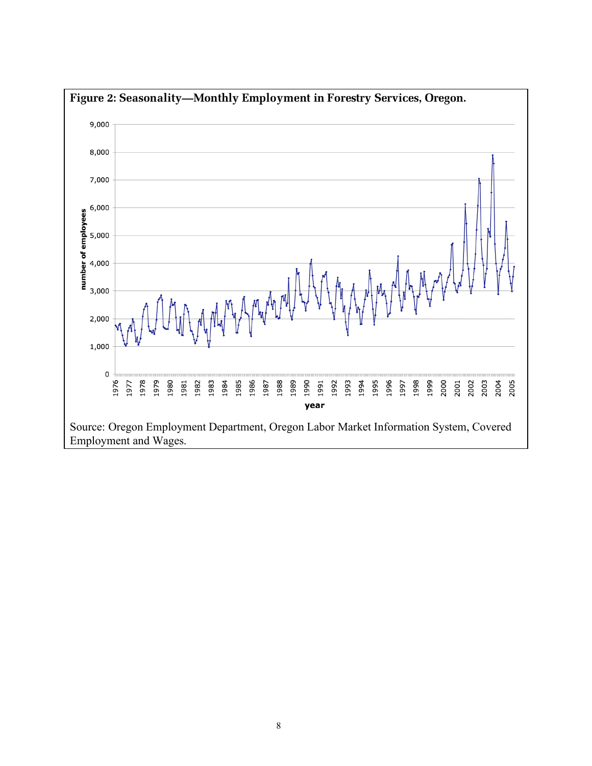**Figure 2: Seasonality—Monthly Employment in Forestry Services, Oregon.**

9,000
8,000
7,000
6,000
5,000
4,000
3,000
2,000
1,000
0

number of employees

1976 1977 1978 1979 1980 1981 1982 1983 1984 1985 1986 1987 1988 1989 1990 1991 1992 1993 1994 1995 1996 1997 1998 1999 2000 2001 2002 2003 2004 2005

year

Source: Oregon Employment Department, Oregon Labor Market Information System, Covered Employment and Wages.